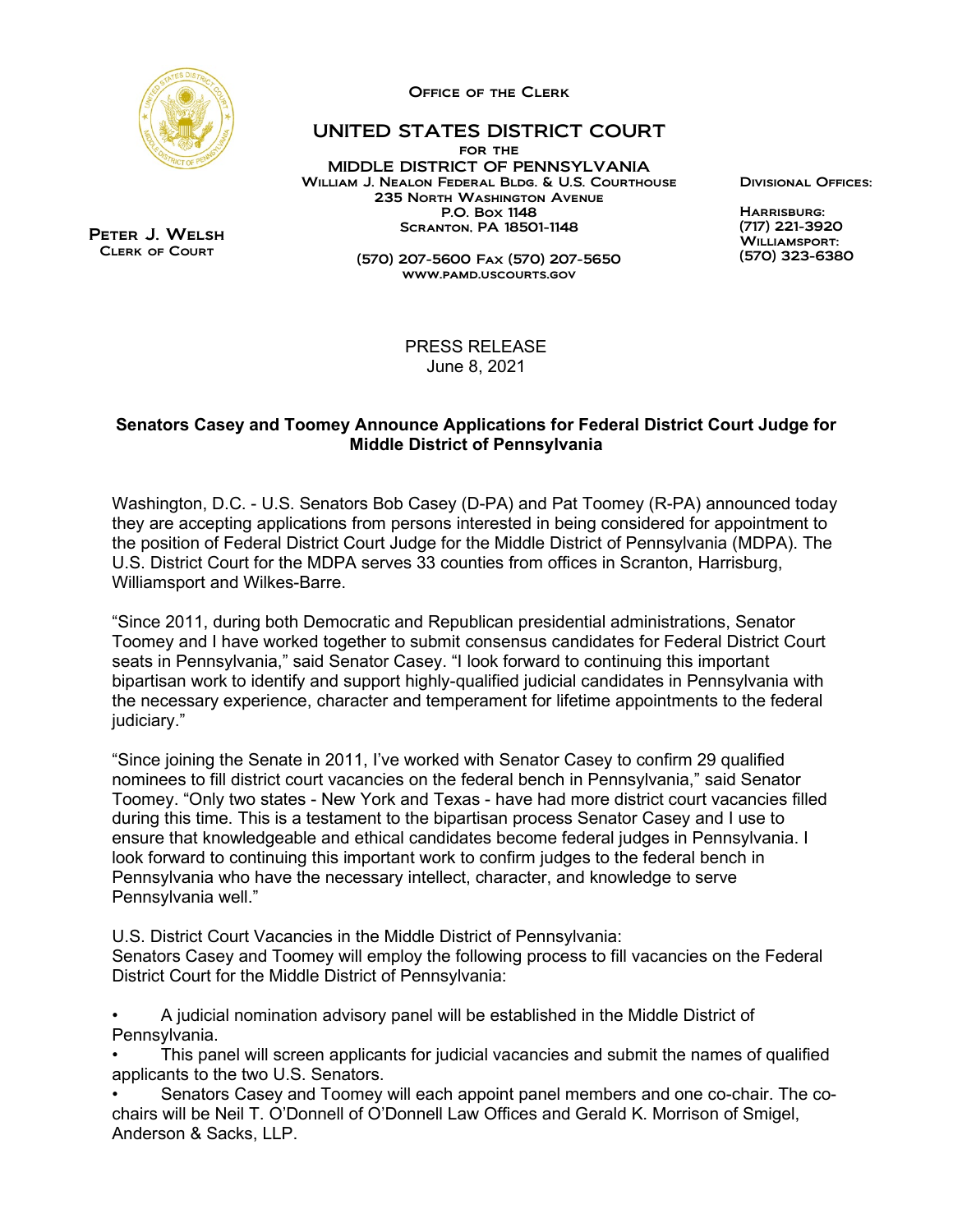Office of the Clerk

UNITED STATES DISTRICT COURT
FOR THE
MIDDLE DISTRICT OF PENNSYLVANIA
William J. Nealon Federal Bldg. & U.S. Courthouse
235 North Washington Avenue
P.O. Box 1148
Scranton, PA 18501-1148

(570) 207-5600 Fax (570) 207-5650
www.pamd.uscourts.gov

Peter J. Welsh
Clerk of Court

Divisional Offices:

Harrisburg:
(717) 221-3920
Williamsport:
(570) 323-6380

PRESS RELEASE
June 8, 2021

**Senators Casey and Toomey Announce Applications for Federal District Court Judge for Middle District of Pennsylvania**

Washington, D.C. - U.S. Senators Bob Casey (D-PA) and Pat Toomey (R-PA) announced today they are accepting applications from persons interested in being considered for appointment to the position of Federal District Court Judge for the Middle District of Pennsylvania (MDPA). The U.S. District Court for the MDPA serves 33 counties from offices in Scranton, Harrisburg, Williamsport and Wilkes-Barre.

"Since 2011, during both Democratic and Republican presidential administrations, Senator Toomey and I have worked together to submit consensus candidates for Federal District Court seats in Pennsylvania," said Senator Casey. "I look forward to continuing this important bipartisan work to identify and support highly-qualified judicial candidates in Pennsylvania with the necessary experience, character and temperament for lifetime appointments to the federal judiciary."

"Since joining the Senate in 2011, I've worked with Senator Casey to confirm 29 qualified nominees to fill district court vacancies on the federal bench in Pennsylvania," said Senator Toomey. "Only two states - New York and Texas - have had more district court vacancies filled during this time. This is a testament to the bipartisan process Senator Casey and I use to ensure that knowledgeable and ethical candidates become federal judges in Pennsylvania. I look forward to continuing this important work to confirm judges to the federal bench in Pennsylvania who have the necessary intellect, character, and knowledge to serve Pennsylvania well."

U.S. District Court Vacancies in the Middle District of Pennsylvania:
Senators Casey and Toomey will employ the following process to fill vacancies on the Federal District Court for the Middle District of Pennsylvania:

- A judicial nomination advisory panel will be established in the Middle District of Pennsylvania.
- This panel will screen applicants for judicial vacancies and submit the names of qualified applicants to the two U.S. Senators.
- Senators Casey and Toomey will each appoint panel members and one co-chair. The co-chairs will be Neil T. O'Donnell of O'Donnell Law Offices and Gerald K. Morrison of Smigel, Anderson & Sacks, LLP.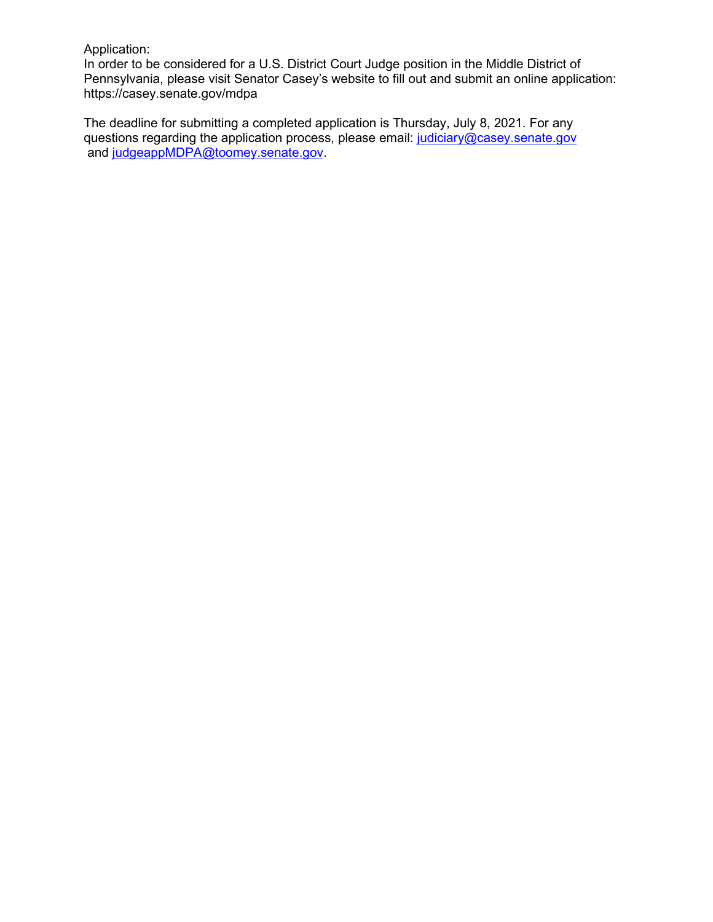Application:
In order to be considered for a U.S. District Court Judge position in the Middle District of Pennsylvania, please visit Senator Casey's website to fill out and submit an online application: https://casey.senate.gov/mdpa

The deadline for submitting a completed application is Thursday, July 8, 2021. For any questions regarding the application process, please email: judiciary@casey.senate.gov and judgeappMDPA@toomey.senate.gov.